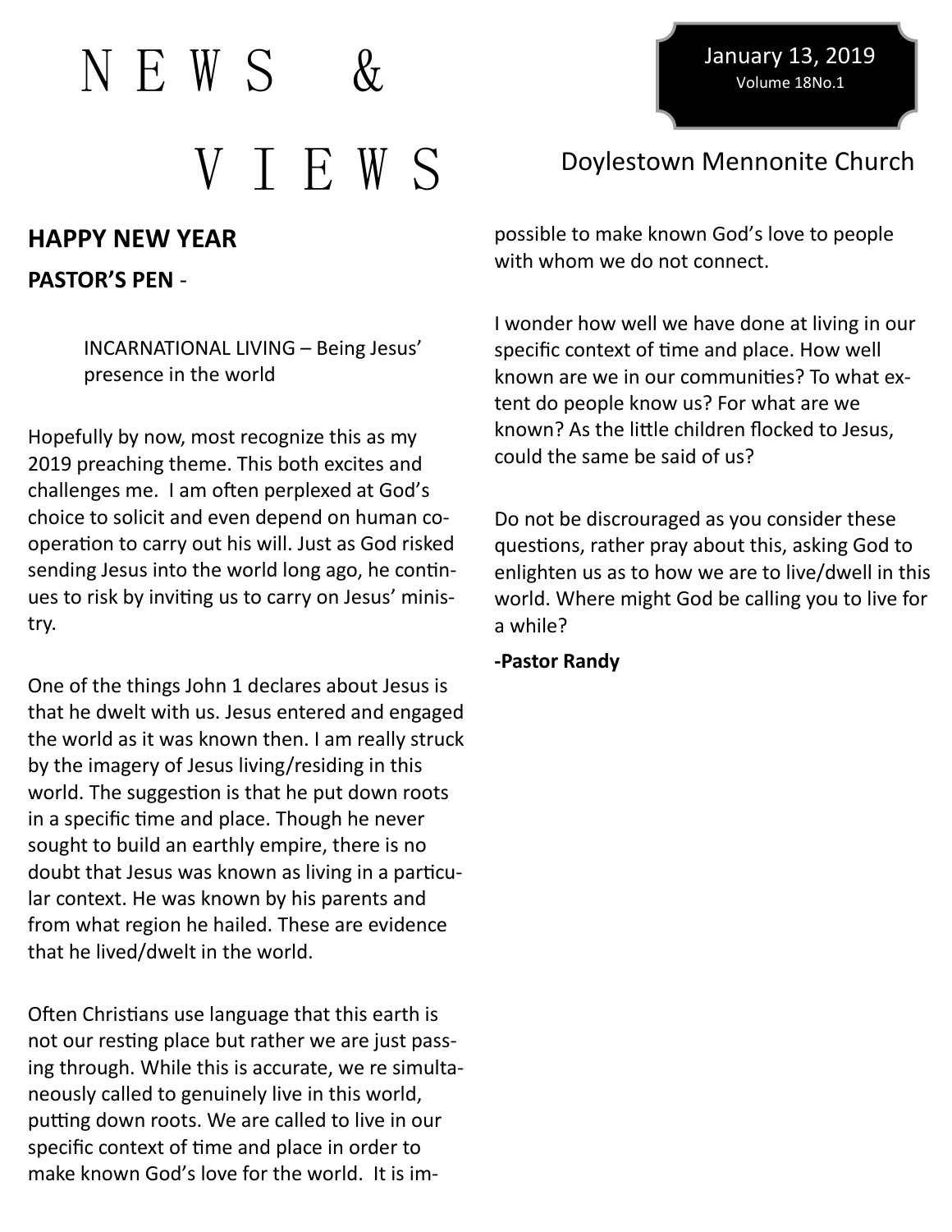# NEWS & VIEWS

January 13, 2019
Volume 18No.1

Doylestown Mennonite Church

## HAPPY NEW YEAR

**PASTOR'S PEN** -

> INCARNATIONAL LIVING – Being Jesus' presence in the world

Hopefully by now, most recognize this as my 2019 preaching theme. This both excites and challenges me. I am often perplexed at God's choice to solicit and even depend on human co-operation to carry out his will. Just as God risked sending Jesus into the world long ago, he continues to risk by inviting us to carry on Jesus' ministry.

One of the things John 1 declares about Jesus is that he dwelt with us. Jesus entered and engaged the world as it was known then. I am really struck by the imagery of Jesus living/residing in this world. The suggestion is that he put down roots in a specific time and place. Though he never sought to build an earthly empire, there is no doubt that Jesus was known as living in a particular context. He was known by his parents and from what region he hailed. These are evidence that he lived/dwelt in the world.

Often Christians use language that this earth is not our resting place but rather we are just passing through. While this is accurate, we re simultaneously called to genuinely live in this world, putting down roots. We are called to live in our specific context of time and place in order to make known God's love for the world. It is impossible to make known God's love to people with whom we do not connect.

I wonder how well we have done at living in our specific context of time and place. How well known are we in our communities? To what extent do people know us? For what are we known? As the little children flocked to Jesus, could the same be said of us?

Do not be discrouraged as you consider these questions, rather pray about this, asking God to enlighten us as to how we are to live/dwell in this world. Where might God be calling you to live for a while?

**-Pastor Randy**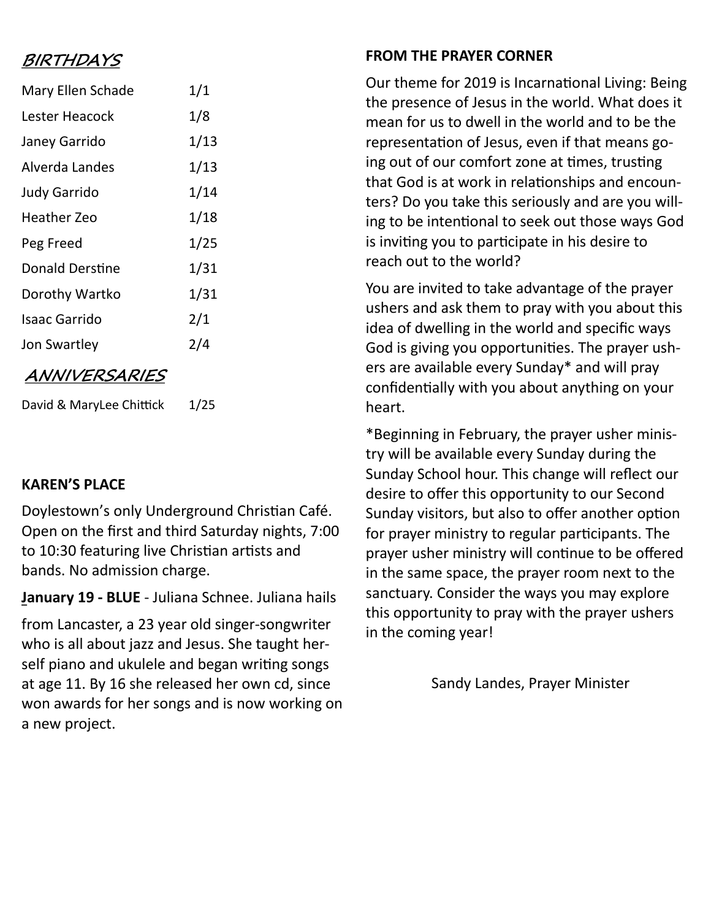## *BIRTHDAYS*

| | |
|---|---|
| Mary Ellen Schade | 1/1 |
| Lester Heacock | 1/8 |
| Janey Garrido | 1/13 |
| Alverda Landes | 1/13 |
| Judy Garrido | 1/14 |
| Heather Zeo | 1/18 |
| Peg Freed | 1/25 |
| Donald Derstine | 1/31 |
| Dorothy Wartko | 1/31 |
| Isaac Garrido | 2/1 |
| Jon Swartley | 2/4 |

## *ANNIVERSARIES*

| | |
|---|---|
| David & MaryLee Chittick | 1/25 |

**KAREN'S PLACE**

Doylestown's only Underground Christian Café. Open on the first and third Saturday nights, 7:00 to 10:30 featuring live Christian artists and bands. No admission charge.

**January 19 - BLUE** - Juliana Schnee. Juliana hails from Lancaster, a 23 year old singer-songwriter who is all about jazz and Jesus. She taught herself piano and ukulele and began writing songs at age 11. By 16 she released her own cd, since won awards for her songs and is now working on a new project.

**FROM THE PRAYER CORNER**

Our theme for 2019 is Incarnational Living: Being the presence of Jesus in the world. What does it mean for us to dwell in the world and to be the representation of Jesus, even if that means going out of our comfort zone at times, trusting that God is at work in relationships and encounters? Do you take this seriously and are you willing to be intentional to seek out those ways God is inviting you to participate in his desire to reach out to the world?

You are invited to take advantage of the prayer ushers and ask them to pray with you about this idea of dwelling in the world and specific ways God is giving you opportunities. The prayer ushers are available every Sunday* and will pray confidentially with you about anything on your heart.

*Beginning in February, the prayer usher ministry will be available every Sunday during the Sunday School hour. This change will reflect our desire to offer this opportunity to our Second Sunday visitors, but also to offer another option for prayer ministry to regular participants. The prayer usher ministry will continue to be offered in the same space, the prayer room next to the sanctuary. Consider the ways you may explore this opportunity to pray with the prayer ushers in the coming year!

Sandy Landes, Prayer Minister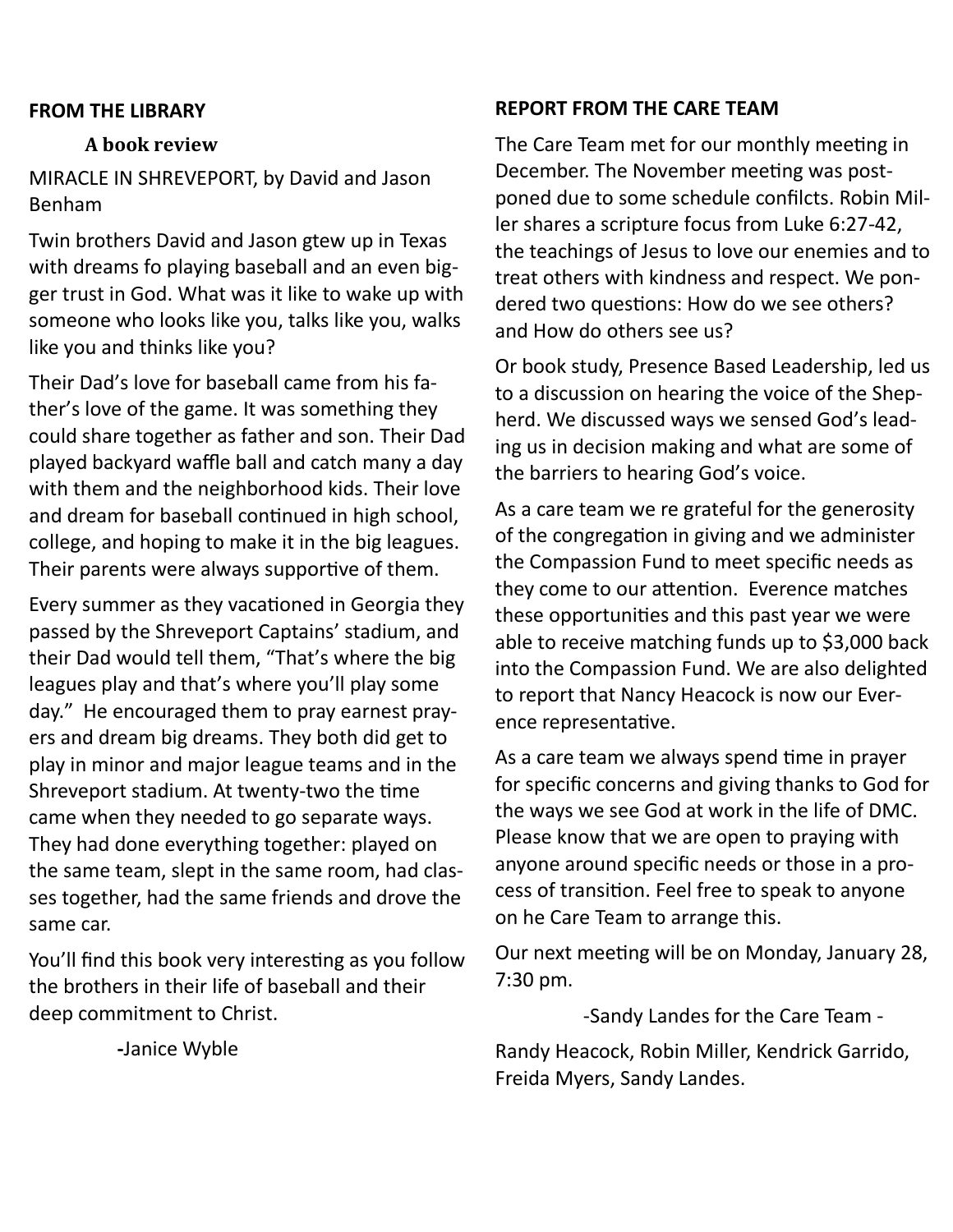## FROM THE LIBRARY

### A book review

MIRACLE IN SHREVEPORT, by David and Jason Benham

Twin brothers David and Jason gtew up in Texas with dreams fo playing baseball and an even bigger trust in God. What was it like to wake up with someone who looks like you, talks like you, walks like you and thinks like you?

Their Dad's love for baseball came from his father's love of the game. It was something they could share together as father and son. Their Dad played backyard waffle ball and catch many a day with them and the neighborhood kids. Their love and dream for baseball continued in high school, college, and hoping to make it in the big leagues. Their parents were always supportive of them.

Every summer as they vacationed in Georgia they passed by the Shreveport Captains' stadium, and their Dad would tell them, "That's where the big leagues play and that's where you'll play some day." He encouraged them to pray earnest prayers and dream big dreams. They both did get to play in minor and major league teams and in the Shreveport stadium. At twenty-two the time came when they needed to go separate ways. They had done everything together: played on the same team, slept in the same room, had classes together, had the same friends and drove the same car.

You'll find this book very interesting as you follow the brothers in their life of baseball and their deep commitment to Christ.

-Janice Wyble

## REPORT FROM THE CARE TEAM

The Care Team met for our monthly meeting in December. The November meeting was postponed due to some schedule confilcts. Robin Miller shares a scripture focus from Luke 6:27-42, the teachings of Jesus to love our enemies and to treat others with kindness and respect. We pondered two questions: How do we see others? and How do others see us?

Or book study, Presence Based Leadership, led us to a discussion on hearing the voice of the Shepherd. We discussed ways we sensed God's leading us in decision making and what are some of the barriers to hearing God's voice.

As a care team we re grateful for the generosity of the congregation in giving and we administer the Compassion Fund to meet specific needs as they come to our attention. Everence matches these opportunities and this past year we were able to receive matching funds up to $3,000 back into the Compassion Fund. We are also delighted to report that Nancy Heacock is now our Everence representative.

As a care team we always spend time in prayer for specific concerns and giving thanks to God for the ways we see God at work in the life of DMC. Please know that we are open to praying with anyone around specific needs or those in a process of transition. Feel free to speak to anyone on he Care Team to arrange this.

Our next meeting will be on Monday, January 28, 7:30 pm.

-Sandy Landes for the Care Team -

Randy Heacock, Robin Miller, Kendrick Garrido, Freida Myers, Sandy Landes.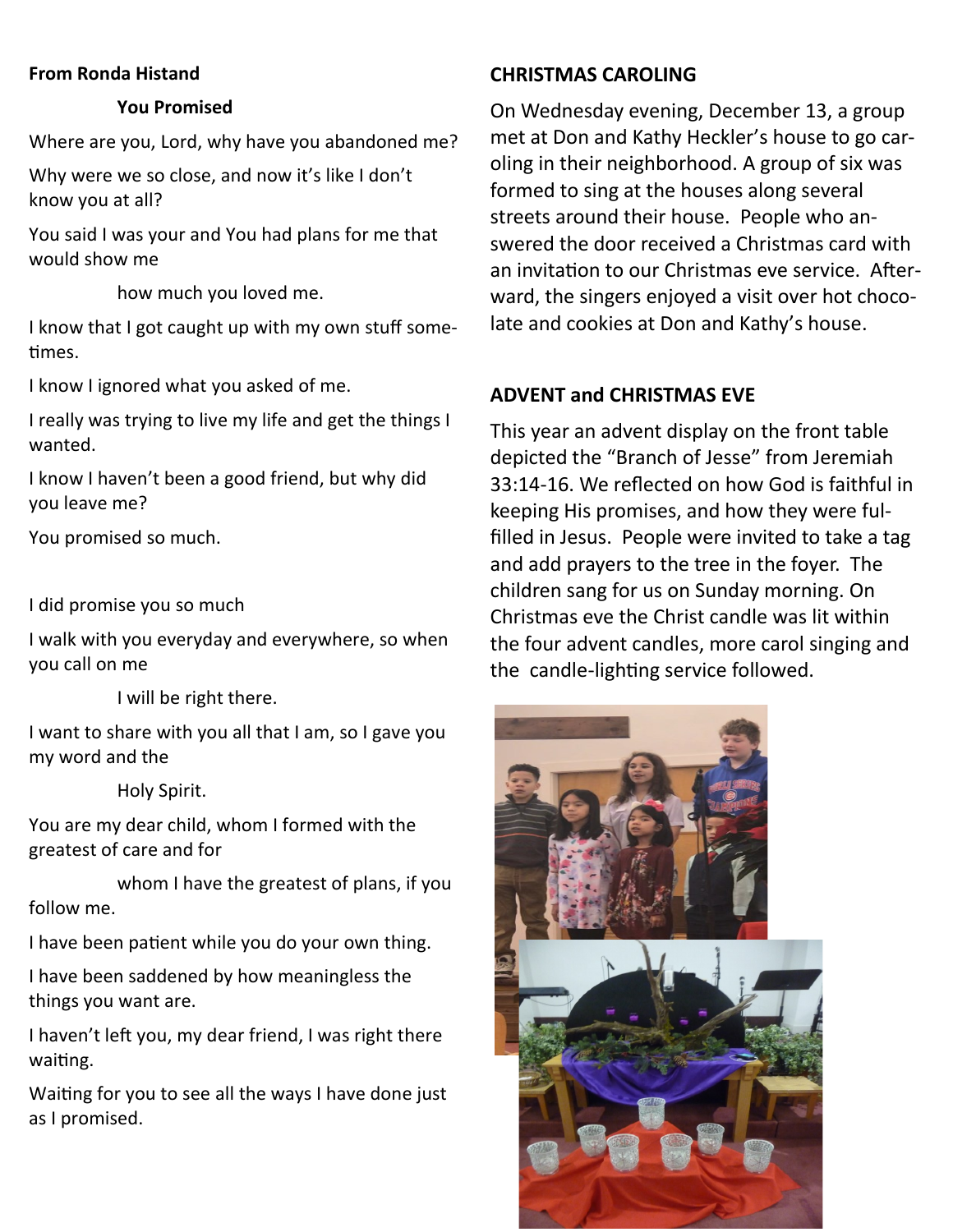**From Ronda Histand**

**You Promised**

Where are you, Lord, why have you abandoned me?

Why were we so close, and now it's like I don't know you at all?

You said I was your and You had plans for me that would show me

how much you loved me.

I know that I got caught up with my own stuff sometimes.

I know I ignored what you asked of me.

I really was trying to live my life and get the things I wanted.

I know I haven't been a good friend, but why did you leave me?

You promised so much.

I did promise you so much

I walk with you everyday and everywhere, so when you call on me

I will be right there.

I want to share with you all that I am, so I gave you my word and the

Holy Spirit.

You are my dear child, whom I formed with the greatest of care and for

whom I have the greatest of plans, if you follow me.

I have been patient while you do your own thing.

I have been saddened by how meaningless the things you want are.

I haven't left you, my dear friend, I was right there waiting.

Waiting for you to see all the ways I have done just as I promised.

## CHRISTMAS CAROLING

On Wednesday evening, December 13, a group met at Don and Kathy Heckler's house to go caroling in their neighborhood. A group of six was formed to sing at the houses along several streets around their house. People who answered the door received a Christmas card with an invitation to our Christmas eve service. Afterward, the singers enjoyed a visit over hot chocolate and cookies at Don and Kathy's house.

## ADVENT and CHRISTMAS EVE

This year an advent display on the front table depicted the "Branch of Jesse" from Jeremiah 33:14-16. We reflected on how God is faithful in keeping His promises, and how they were fulfilled in Jesus. People were invited to take a tag and add prayers to the tree in the foyer. The children sang for us on Sunday morning. On Christmas eve the Christ candle was lit within the four advent candles, more carol singing and the candle-lighting service followed.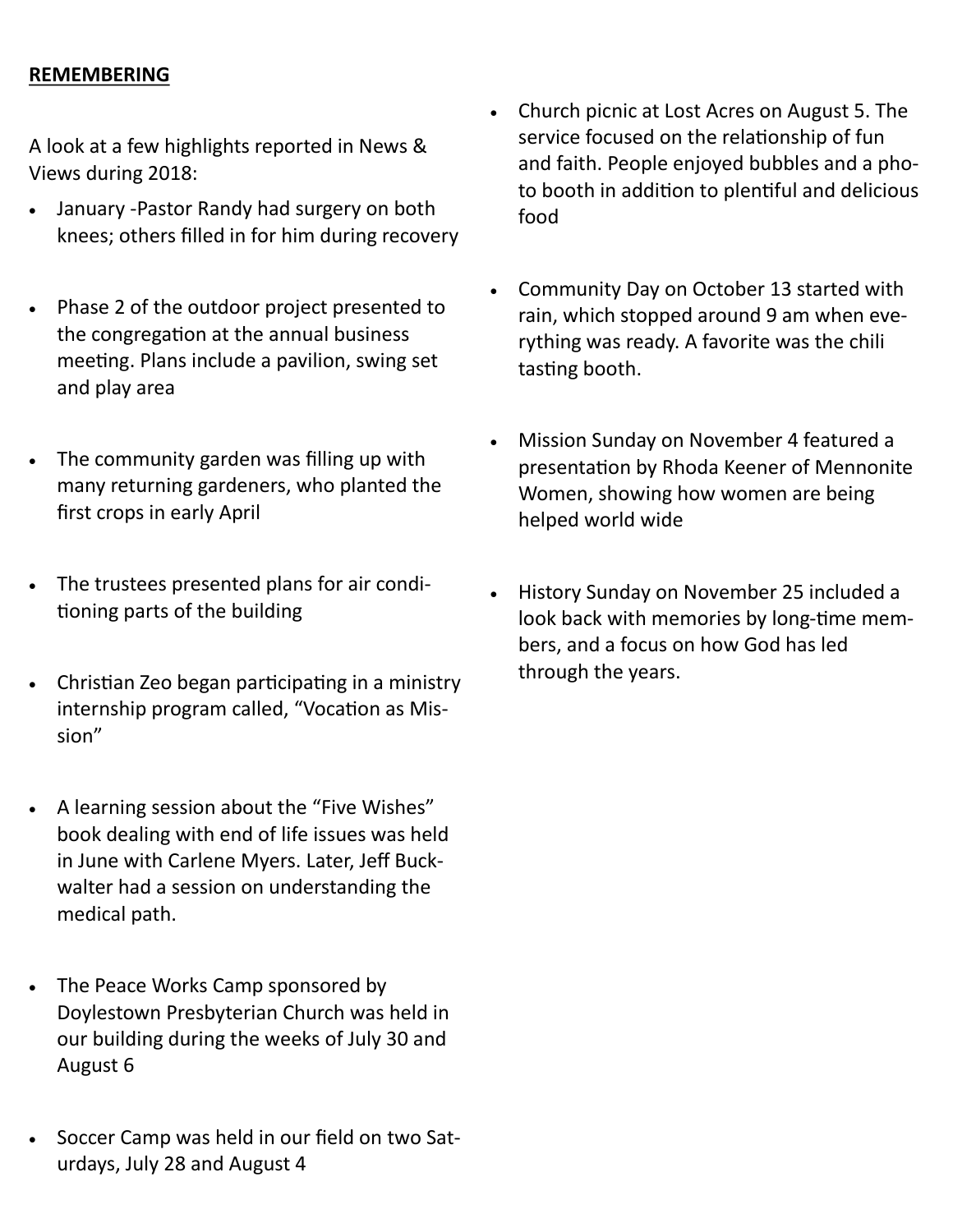**REMEMBERING**

A look at a few highlights reported in News & Views during 2018:

- January -Pastor Randy had surgery on both knees; others filled in for him during recovery
- Phase 2 of the outdoor project presented to the congregation at the annual business meeting. Plans include a pavilion, swing set and play area
- The community garden was filling up with many returning gardeners, who planted the first crops in early April
- The trustees presented plans for air conditioning parts of the building
- Christian Zeo began participating in a ministry internship program called, "Vocation as Mission"
- A learning session about the "Five Wishes" book dealing with end of life issues was held in June with Carlene Myers. Later, Jeff Buckwalter had a session on understanding the medical path.
- The Peace Works Camp sponsored by Doylestown Presbyterian Church was held in our building during the weeks of July 30 and August 6
- Soccer Camp was held in our field on two Saturdays, July 28 and August 4
- Church picnic at Lost Acres on August 5. The service focused on the relationship of fun and faith. People enjoyed bubbles and a photo booth in addition to plentiful and delicious food
- Community Day on October 13 started with rain, which stopped around 9 am when everything was ready. A favorite was the chili tasting booth.
- Mission Sunday on November 4 featured a presentation by Rhoda Keener of Mennonite Women, showing how women are being helped world wide
- History Sunday on November 25 included a look back with memories by long-time members, and a focus on how God has led through the years.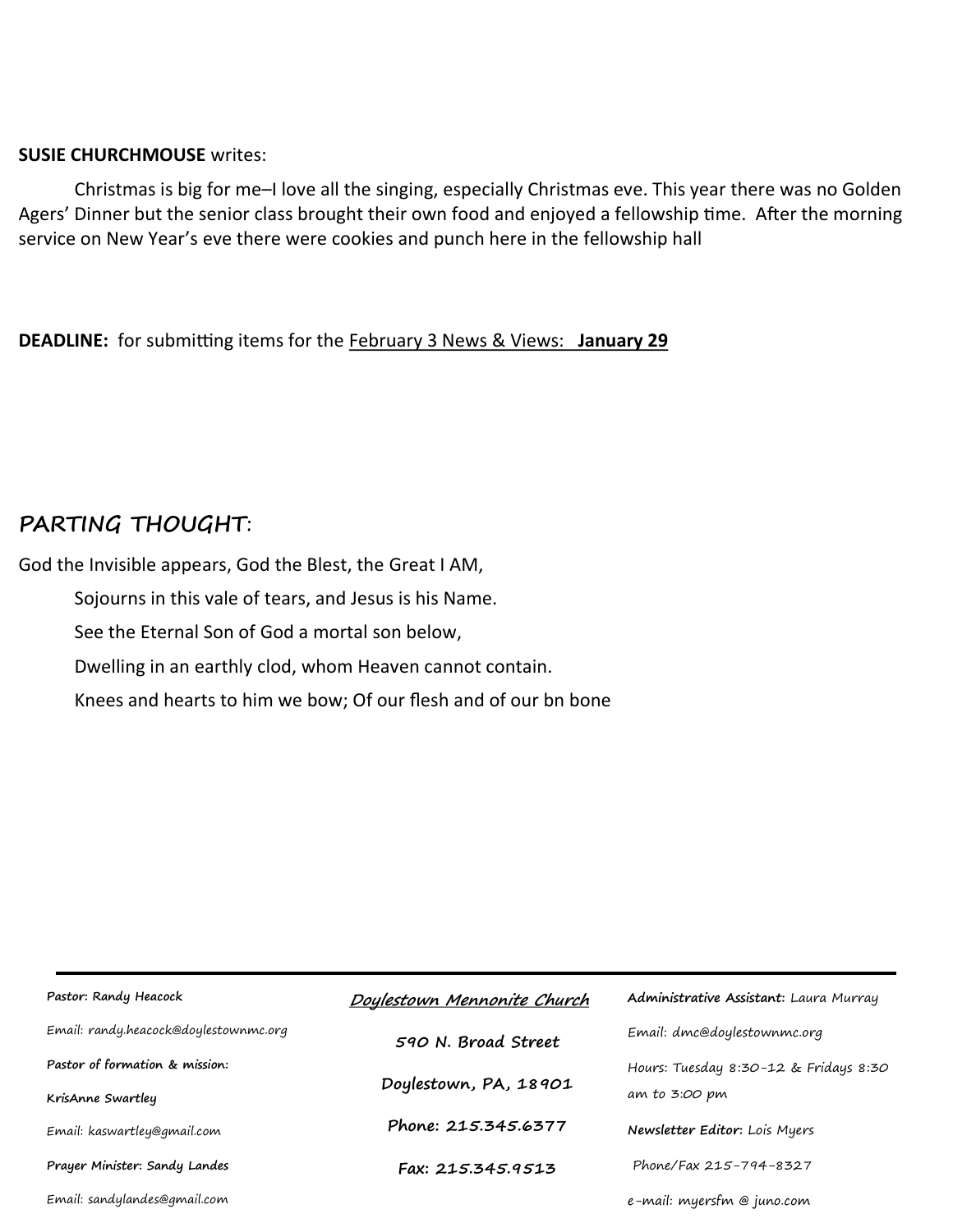**SUSIE CHURCHMOUSE** writes:

Christmas is big for me–I love all the singing, especially Christmas eve. This year there was no Golden Agers' Dinner but the senior class brought their own food and enjoyed a fellowship time. After the morning service on New Year's eve there were cookies and punch here in the fellowship hall

**DEADLINE:** for submitting items for the February 3 News & Views: **January 29**

## PARTING THOUGHT:

God the Invisible appears, God the Blest, the Great I AM,

Sojourns in this vale of tears, and Jesus is his Name.

See the Eternal Son of God a mortal son below,

Dwelling in an earthly clod, whom Heaven cannot contain.

Knees and hearts to him we bow; Of our flesh and of our bn bone

---

**Pastor:** Randy Heacock

Email: randy.heacock@doylestownmc.org

**Pastor of formation & mission:**

**KrisAnne Swartley**

Email: kaswartley@gmail.com

**Prayer Minister: Sandy Landes**

Email: sandylandes@gmail.com

*Doylestown Mennonite Church*

**590 N. Broad Street**

**Doylestown, PA, 18901**

**Phone: 215.345.6377**

**Fax: 215.345.9513**

**Administrative Assistant:** Laura Murray

Email: dmc@doylestownmc.org

Hours: Tuesday 8:30-12 & Fridays 8:30 am to 3:00 pm

**Newsletter Editor:** Lois Myers

Phone/Fax 215-794-8327

e-mail: myersfm @ juno.com